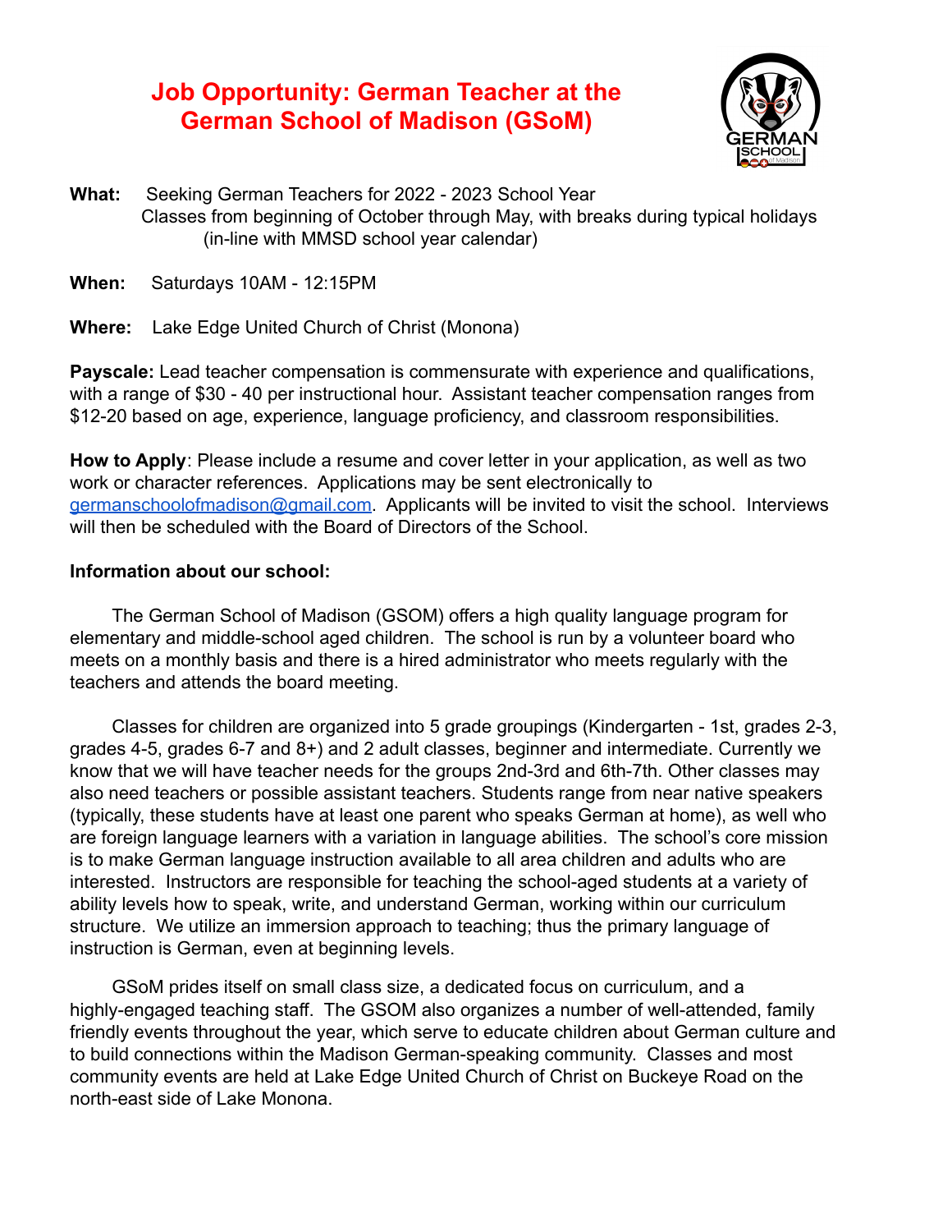# Job Opportunity: German Teacher at the German School of Madison (GSoM)

**What:** Seeking German Teachers for 2022 - 2023 School Year
Classes from beginning of October through May, with breaks during typical holidays (in-line with MMSD school year calendar)

**When:** Saturdays 10AM - 12:15PM

**Where:** Lake Edge United Church of Christ (Monona)

**Payscale:** Lead teacher compensation is commensurate with experience and qualifications, with a range of $30 - 40 per instructional hour. Assistant teacher compensation ranges from $12-20 based on age, experience, language proficiency, and classroom responsibilities.

**How to Apply**: Please include a resume and cover letter in your application, as well as two work or character references. Applications may be sent electronically to germanschoolofmadison@gmail.com. Applicants will be invited to visit the school. Interviews will then be scheduled with the Board of Directors of the School.

**Information about our school:**

The German School of Madison (GSOM) offers a high quality language program for elementary and middle-school aged children. The school is run by a volunteer board who meets on a monthly basis and there is a hired administrator who meets regularly with the teachers and attends the board meeting.

Classes for children are organized into 5 grade groupings (Kindergarten - 1st, grades 2-3, grades 4-5, grades 6-7 and 8+) and 2 adult classes, beginner and intermediate. Currently we know that we will have teacher needs for the groups 2nd-3rd and 6th-7th. Other classes may also need teachers or possible assistant teachers. Students range from near native speakers (typically, these students have at least one parent who speaks German at home), as well who are foreign language learners with a variation in language abilities. The school's core mission is to make German language instruction available to all area children and adults who are interested. Instructors are responsible for teaching the school-aged students at a variety of ability levels how to speak, write, and understand German, working within our curriculum structure. We utilize an immersion approach to teaching; thus the primary language of instruction is German, even at beginning levels.

GSoM prides itself on small class size, a dedicated focus on curriculum, and a highly-engaged teaching staff. The GSOM also organizes a number of well-attended, family friendly events throughout the year, which serve to educate children about German culture and to build connections within the Madison German-speaking community. Classes and most community events are held at Lake Edge United Church of Christ on Buckeye Road on the north-east side of Lake Monona.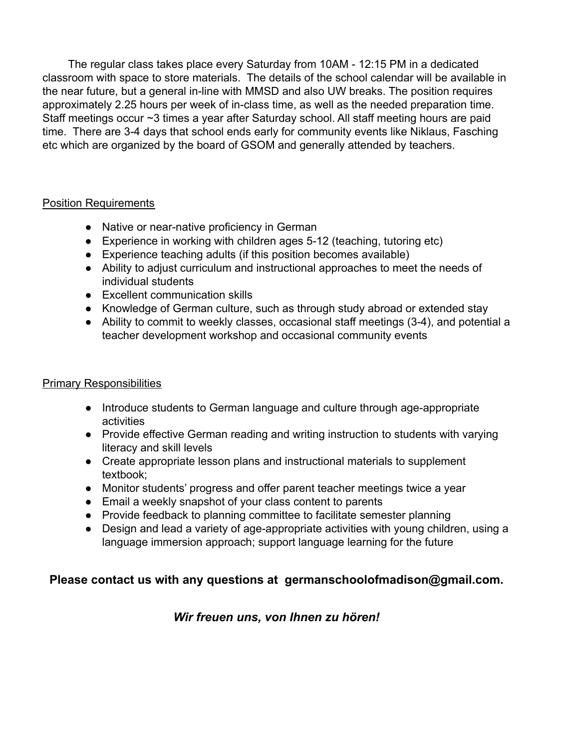The regular class takes place every Saturday from 10AM - 12:15 PM in a dedicated classroom with space to store materials. The details of the school calendar will be available in the near future, but a general in-line with MMSD and also UW breaks. The position requires approximately 2.25 hours per week of in-class time, as well as the needed preparation time. Staff meetings occur ~3 times a year after Saturday school. All staff meeting hours are paid time. There are 3-4 days that school ends early for community events like Niklaus, Fasching etc which are organized by the board of GSOM and generally attended by teachers.

<u>Position Requirements</u>

- Native or near-native proficiency in German
- Experience in working with children ages 5-12 (teaching, tutoring etc)
- Experience teaching adults (if this position becomes available)
- Ability to adjust curriculum and instructional approaches to meet the needs of individual students
- Excellent communication skills
- Knowledge of German culture, such as through study abroad or extended stay
- Ability to commit to weekly classes, occasional staff meetings (3-4), and potential a teacher development workshop and occasional community events

<u>Primary Responsibilities</u>

- Introduce students to German language and culture through age-appropriate activities
- Provide effective German reading and writing instruction to students with varying literacy and skill levels
- Create appropriate lesson plans and instructional materials to supplement textbook;
- Monitor students' progress and offer parent teacher meetings twice a year
- Email a weekly snapshot of your class content to parents
- Provide feedback to planning committee to facilitate semester planning
- Design and lead a variety of age-appropriate activities with young children, using a language immersion approach; support language learning for the future

**Please contact us with any questions at germanschoolofmadison@gmail.com.**

***Wir freuen uns, von Ihnen zu hören!***